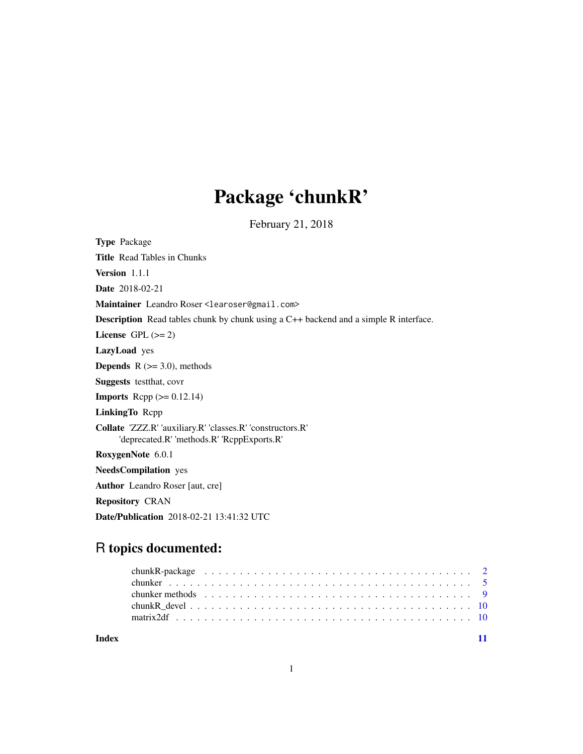# Package 'chunkR'

February 21, 2018

**Type** Package

**Title** Read Tables in Chunks

**Version** 1.1.1

**Date** 2018-02-21

**Maintainer** Leandro Roser <learoser@gmail.com>

**Description** Read tables chunk by chunk using a C++ backend and a simple R interface.

**License** GPL (>= 2)

**LazyLoad** yes

**Depends** R (>= 3.0), methods

**Suggests** testthat, covr

**Imports** Rcpp (>= 0.12.14)

**LinkingTo** Rcpp

**Collate** 'ZZZ.R' 'auxiliary.R' 'classes.R' 'constructors.R' 'deprecated.R' 'methods.R' 'RcppExports.R'

**RoxygenNote** 6.0.1

**NeedsCompilation** yes

**Author** Leandro Roser [aut, cre]

**Repository** CRAN

**Date/Publication** 2018-02-21 13:41:32 UTC

## R topics documented:

| | |
|---|---|
| chunkR-package | 2 |
| chunker | 5 |
| chunker methods | 9 |
| chunkR_devel | 10 |
| matrix2df | 10 |
| **Index** | **11** |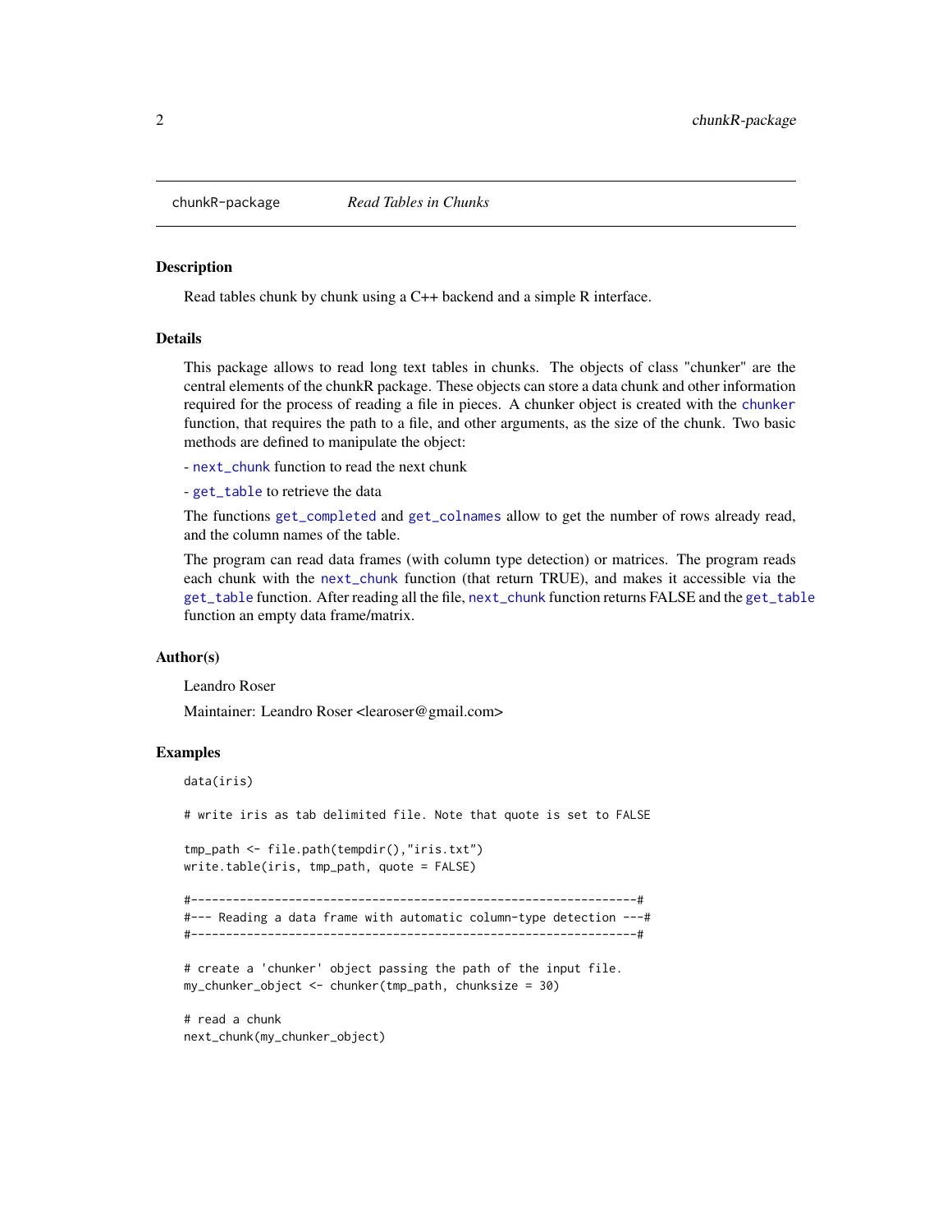chunkR-package *Read Tables in Chunks*

## Description

Read tables chunk by chunk using a C++ backend and a simple R interface.

## Details

This package allows to read long text tables in chunks. The objects of class "chunker" are the central elements of the chunkR package. These objects can store a data chunk and other information required for the process of reading a file in pieces. A chunker object is created with the `chunker` function, that requires the path to a file, and other arguments, as the size of the chunk. Two basic methods are defined to manipulate the object:

- `next_chunk` function to read the next chunk

- `get_table` to retrieve the data

The functions `get_completed` and `get_colnames` allow to get the number of rows already read, and the column names of the table.

The program can read data frames (with column type detection) or matrices. The program reads each chunk with the `next_chunk` function (that return TRUE), and makes it accessible via the `get_table` function. After reading all the file, `next_chunk` function returns FALSE and the `get_table` function an empty data frame/matrix.

## Author(s)

Leandro Roser

Maintainer: Leandro Roser <learoser@gmail.com>

## Examples

```
data(iris)

# write iris as tab delimited file. Note that quote is set to FALSE

tmp_path <- file.path(tempdir(),"iris.txt")
write.table(iris, tmp_path, quote = FALSE)

#----------------------------------------------------------------#
#--- Reading a data frame with automatic column-type detection ---#
#----------------------------------------------------------------#

# create a 'chunker' object passing the path of the input file.
my_chunker_object <- chunker(tmp_path, chunksize = 30)

# read a chunk
next_chunk(my_chunker_object)
```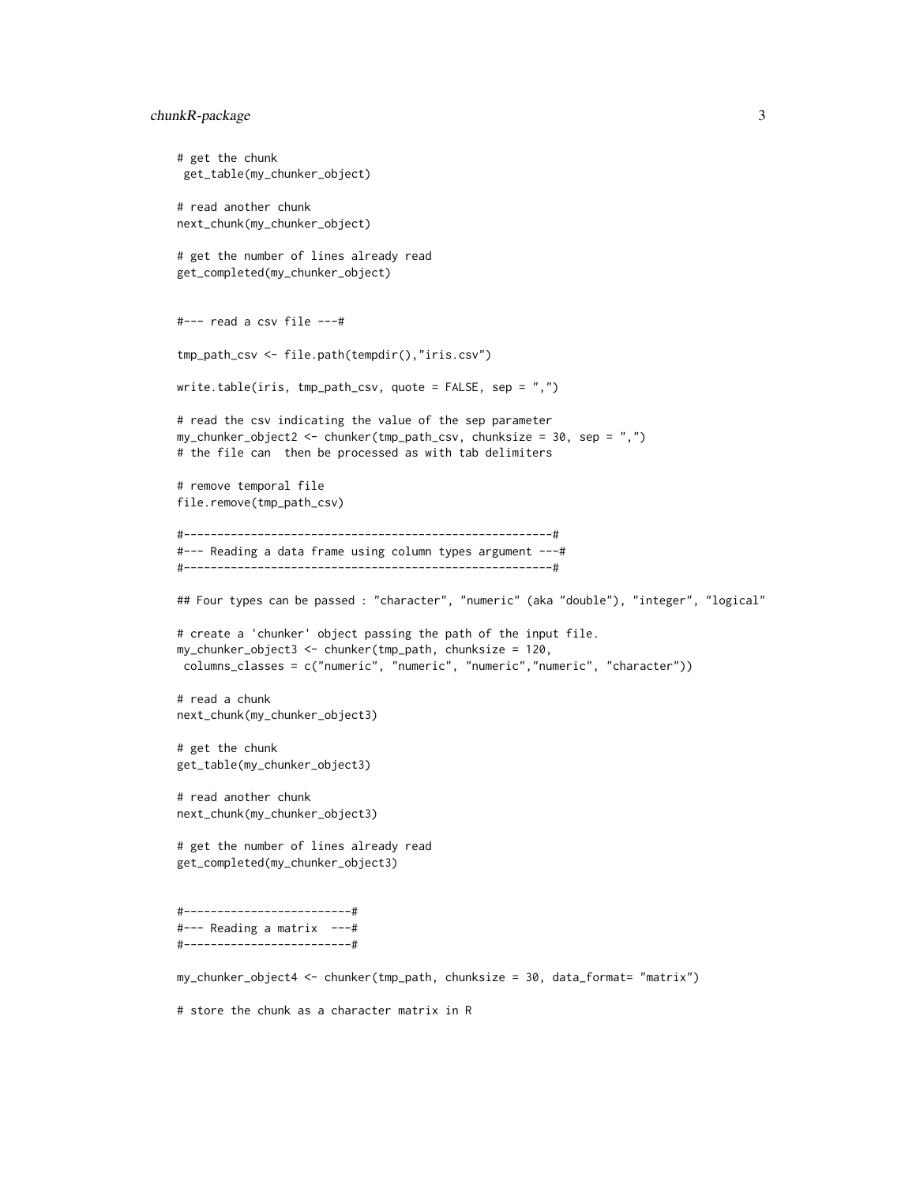```
# get the chunk
 get_table(my_chunker_object)

# read another chunk
next_chunk(my_chunker_object)

# get the number of lines already read
get_completed(my_chunker_object)


#--- read a csv file ---#

tmp_path_csv <- file.path(tempdir(),"iris.csv")

write.table(iris, tmp_path_csv, quote = FALSE, sep = ",")

# read the csv indicating the value of the sep parameter
my_chunker_object2 <- chunker(tmp_path_csv, chunksize = 30, sep = ",")
# the file can  then be processed as with tab delimiters

# remove temporal file
file.remove(tmp_path_csv)

#--------------------------------------------------------#
#--- Reading a data frame using column types argument ---#
#--------------------------------------------------------#

## Four types can be passed : "character", "numeric" (aka "double"), "integer", "logical"

# create a 'chunker' object passing the path of the input file.
my_chunker_object3 <- chunker(tmp_path, chunksize = 120,
 columns_classes = c("numeric", "numeric", "numeric","numeric", "character"))

# read a chunk
next_chunk(my_chunker_object3)

# get the chunk
get_table(my_chunker_object3)

# read another chunk
next_chunk(my_chunker_object3)

# get the number of lines already read
get_completed(my_chunker_object3)


#-------------------------#
#--- Reading a matrix  ---#
#-------------------------#

my_chunker_object4 <- chunker(tmp_path, chunksize = 30, data_format= "matrix")

# store the chunk as a character matrix in R
```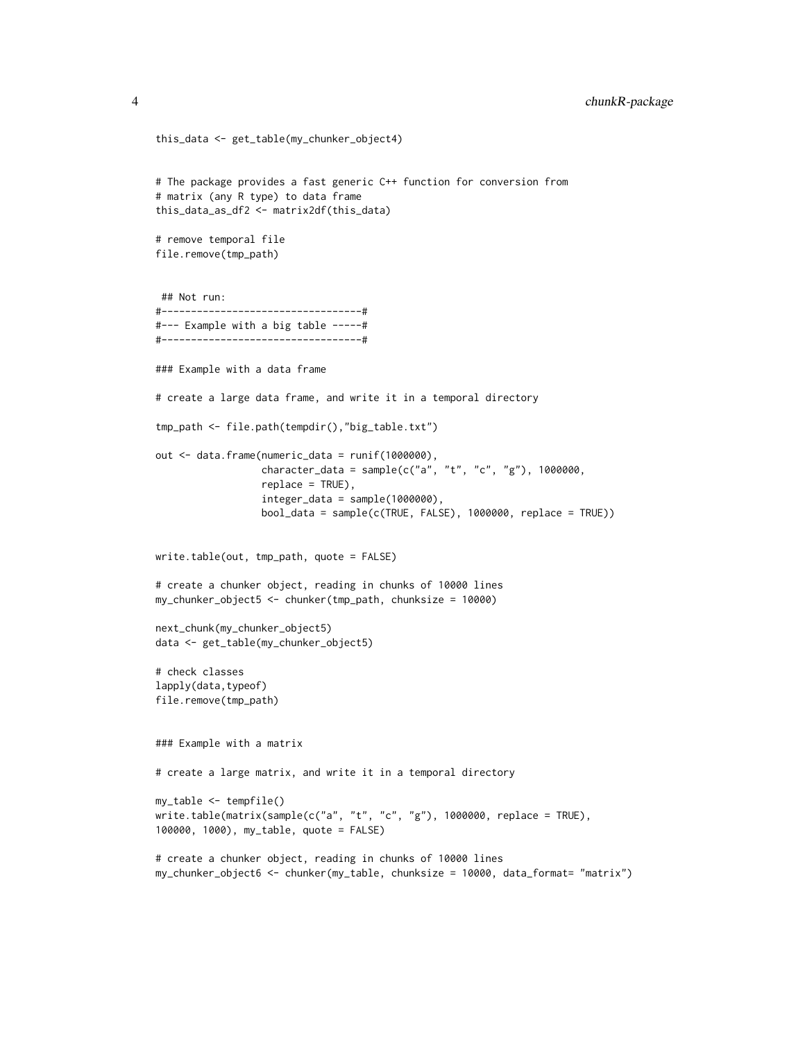```
this_data <- get_table(my_chunker_object4)


# The package provides a fast generic C++ function for conversion from
# matrix (any R type) to data frame
this_data_as_df2 <- matrix2df(this_data)

# remove temporal file
file.remove(tmp_path)


 ## Not run:
#----------------------------------#
#--- Example with a big table -----#
#----------------------------------#

### Example with a data frame

# create a large data frame, and write it in a temporal directory

tmp_path <- file.path(tempdir(),"big_table.txt")

out <- data.frame(numeric_data = runif(1000000),
                  character_data = sample(c("a", "t", "c", "g"), 1000000,
                  replace = TRUE),
                  integer_data = sample(1000000),
                  bool_data = sample(c(TRUE, FALSE), 1000000, replace = TRUE))


write.table(out, tmp_path, quote = FALSE)

# create a chunker object, reading in chunks of 10000 lines
my_chunker_object5 <- chunker(tmp_path, chunksize = 10000)

next_chunk(my_chunker_object5)
data <- get_table(my_chunker_object5)

# check classes
lapply(data,typeof)
file.remove(tmp_path)


### Example with a matrix

# create a large matrix, and write it in a temporal directory

my_table <- tempfile()
write.table(matrix(sample(c("a", "t", "c", "g"), 1000000, replace = TRUE),
100000, 1000), my_table, quote = FALSE)

# create a chunker object, reading in chunks of 10000 lines
my_chunker_object6 <- chunker(my_table, chunksize = 10000, data_format= "matrix")
```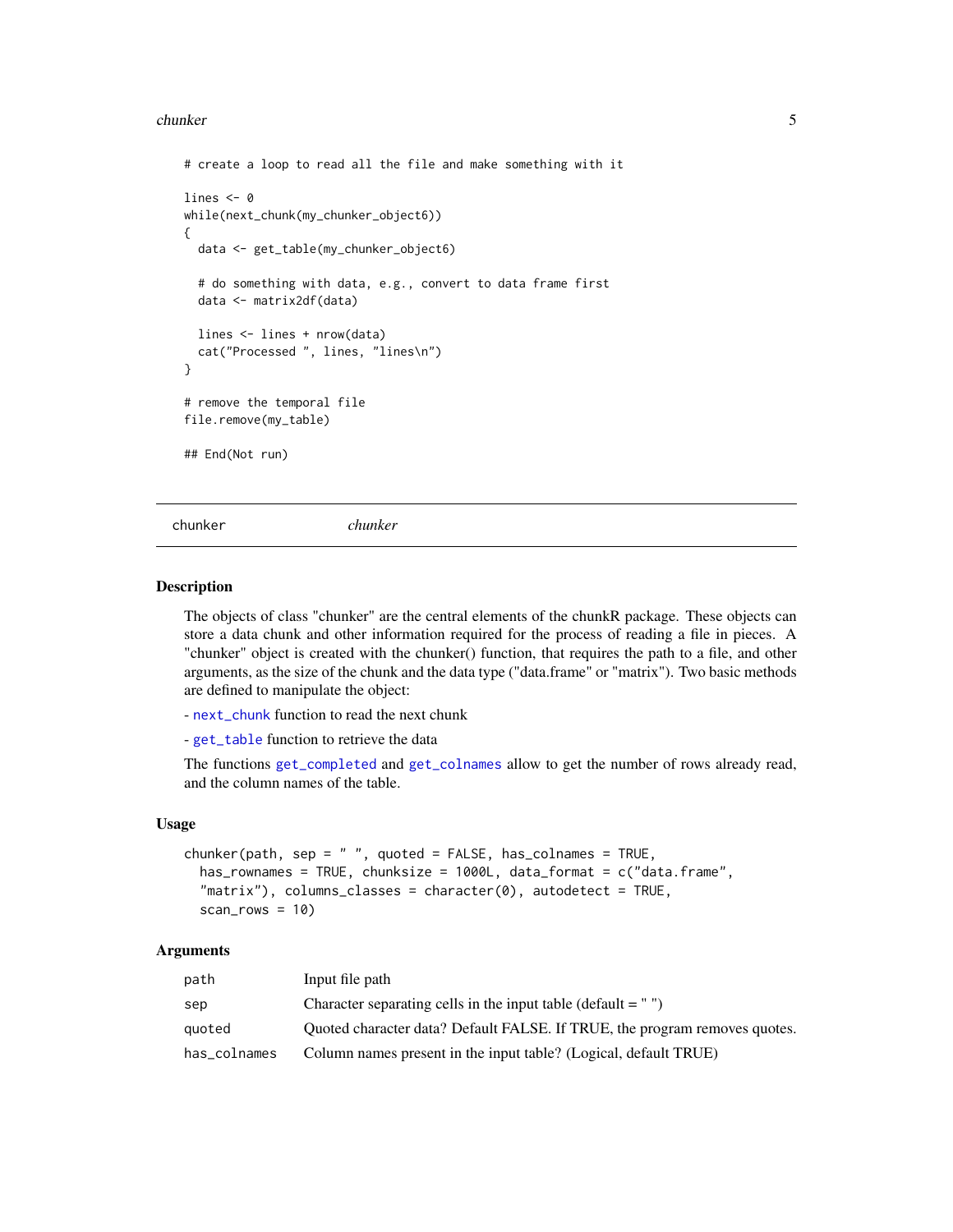```
# create a loop to read all the file and make something with it

lines <- 0
while(next_chunk(my_chunker_object6))
{
  data <- get_table(my_chunker_object6)

  # do something with data, e.g., convert to data frame first
  data <- matrix2df(data)

  lines <- lines + nrow(data)
  cat("Processed ", lines, "lines\n")
}

# remove the temporal file
file.remove(my_table)

## End(Not run)
```

---

chunker *chunker*

---

## Description

The objects of class "chunker" are the central elements of the chunkR package. These objects can store a data chunk and other information required for the process of reading a file in pieces. A "chunker" object is created with the chunker() function, that requires the path to a file, and other arguments, as the size of the chunk and the data type ("data.frame" or "matrix"). Two basic methods are defined to manipulate the object:

- `next_chunk` function to read the next chunk

- `get_table` function to retrieve the data

The functions `get_completed` and `get_colnames` allow to get the number of rows already read, and the column names of the table.

## Usage

```
chunker(path, sep = " ", quoted = FALSE, has_colnames = TRUE,
  has_rownames = TRUE, chunksize = 1000L, data_format = c("data.frame",
  "matrix"), columns_classes = character(0), autodetect = TRUE,
  scan_rows = 10)
```

## Arguments

| | |
|---|---|
| `path` | Input file path |
| `sep` | Character separating cells in the input table (default = " ") |
| `quoted` | Quoted character data? Default FALSE. If TRUE, the program removes quotes. |
| `has_colnames` | Column names present in the input table? (Logical, default TRUE) |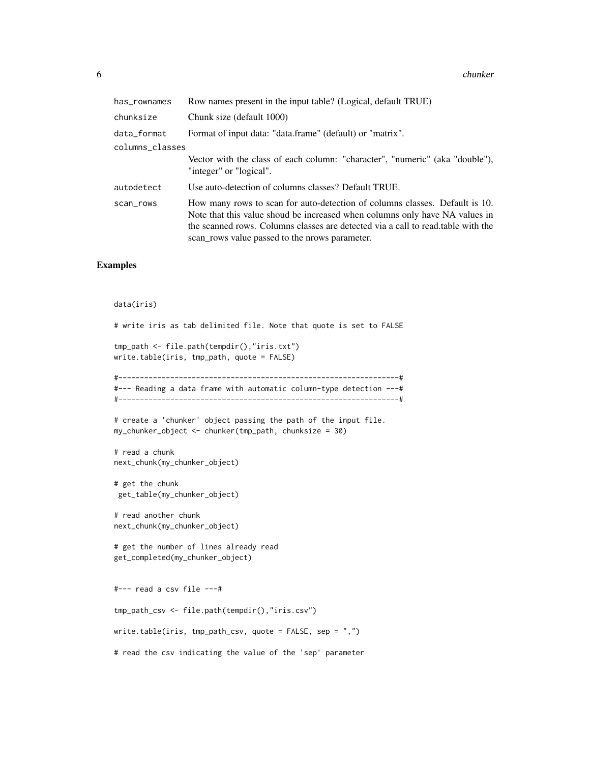| | |
|---|---|
| has_rownames | Row names present in the input table? (Logical, default TRUE) |
| chunksize | Chunk size (default 1000) |
| data_format | Format of input data: "data.frame" (default) or "matrix". |
| columns_classes | Vector with the class of each column: "character", "numeric" (aka "double"), "integer" or "logical". |
| autodetect | Use auto-detection of columns classes? Default TRUE. |
| scan_rows | How many rows to scan for auto-detection of columns classes. Default is 10. Note that this value shoud be increased when columns only have NA values in the scanned rows. Columns classes are detected via a call to read.table with the scan_rows value passed to the nrows parameter. |

## Examples

```
data(iris)

# write iris as tab delimited file. Note that quote is set to FALSE

tmp_path <- file.path(tempdir(),"iris.txt")
write.table(iris, tmp_path, quote = FALSE)

#-----------------------------------------------------------------#
#--- Reading a data frame with automatic column-type detection ---#
#-----------------------------------------------------------------#

# create a 'chunker' object passing the path of the input file.
my_chunker_object <- chunker(tmp_path, chunksize = 30)

# read a chunk
next_chunk(my_chunker_object)

# get the chunk
 get_table(my_chunker_object)

# read another chunk
next_chunk(my_chunker_object)

# get the number of lines already read
get_completed(my_chunker_object)


#--- read a csv file ---#

tmp_path_csv <- file.path(tempdir(),"iris.csv")

write.table(iris, tmp_path_csv, quote = FALSE, sep = ",")

# read the csv indicating the value of the 'sep' parameter
```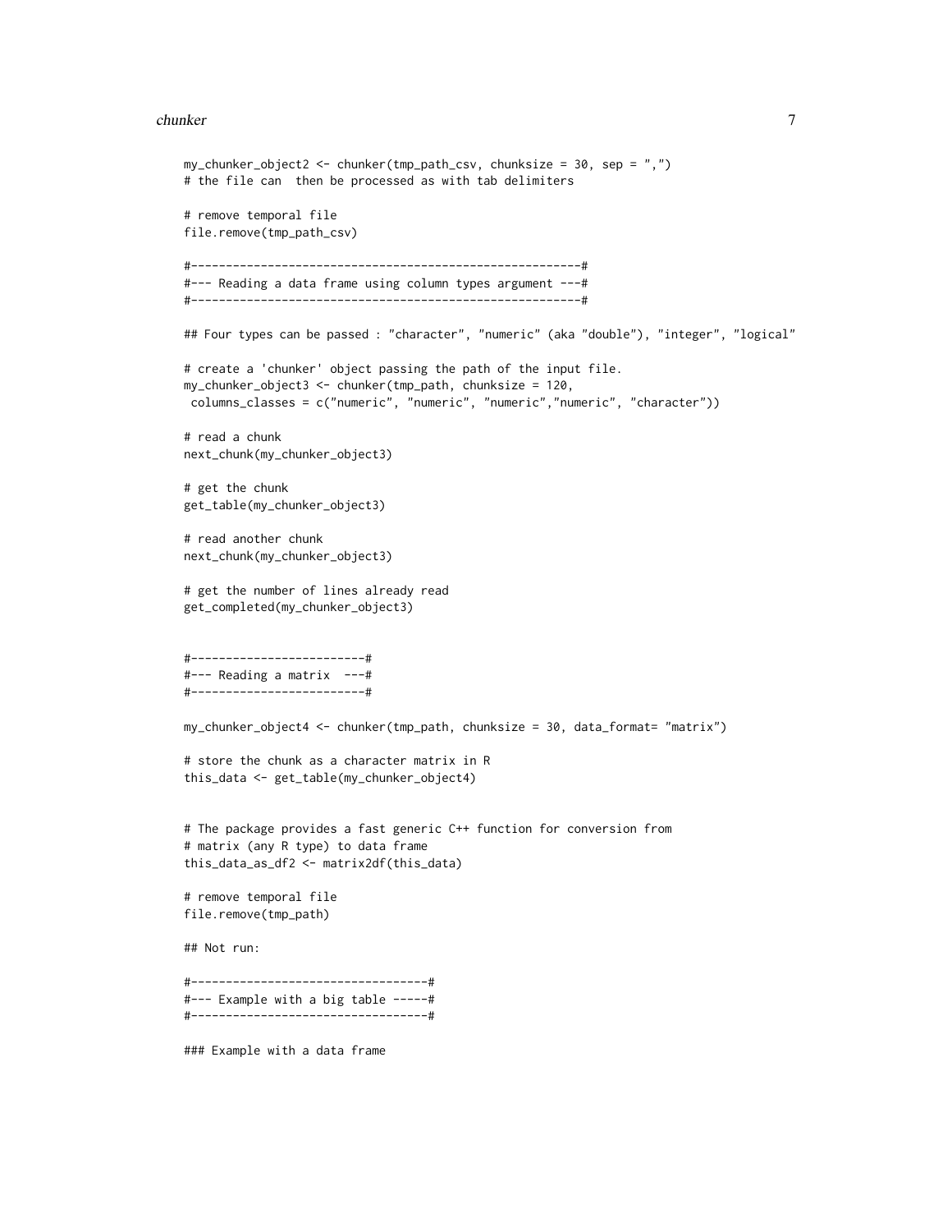```
my_chunker_object2 <- chunker(tmp_path_csv, chunksize = 30, sep = ",")
# the file can  then be processed as with tab delimiters

# remove temporal file
file.remove(tmp_path_csv)

#--------------------------------------------------------#
#--- Reading a data frame using column types argument ---#
#--------------------------------------------------------#

## Four types can be passed : "character", "numeric" (aka "double"), "integer", "logical"

# create a 'chunker' object passing the path of the input file.
my_chunker_object3 <- chunker(tmp_path, chunksize = 120,
 columns_classes = c("numeric", "numeric", "numeric","numeric", "character"))

# read a chunk
next_chunk(my_chunker_object3)

# get the chunk
get_table(my_chunker_object3)

# read another chunk
next_chunk(my_chunker_object3)

# get the number of lines already read
get_completed(my_chunker_object3)


#-------------------------#
#--- Reading a matrix  ---#
#-------------------------#

my_chunker_object4 <- chunker(tmp_path, chunksize = 30, data_format= "matrix")

# store the chunk as a character matrix in R
this_data <- get_table(my_chunker_object4)


# The package provides a fast generic C++ function for conversion from
# matrix (any R type) to data frame
this_data_as_df2 <- matrix2df(this_data)

# remove temporal file
file.remove(tmp_path)

## Not run:

#----------------------------------#
#--- Example with a big table -----#
#----------------------------------#

### Example with a data frame
```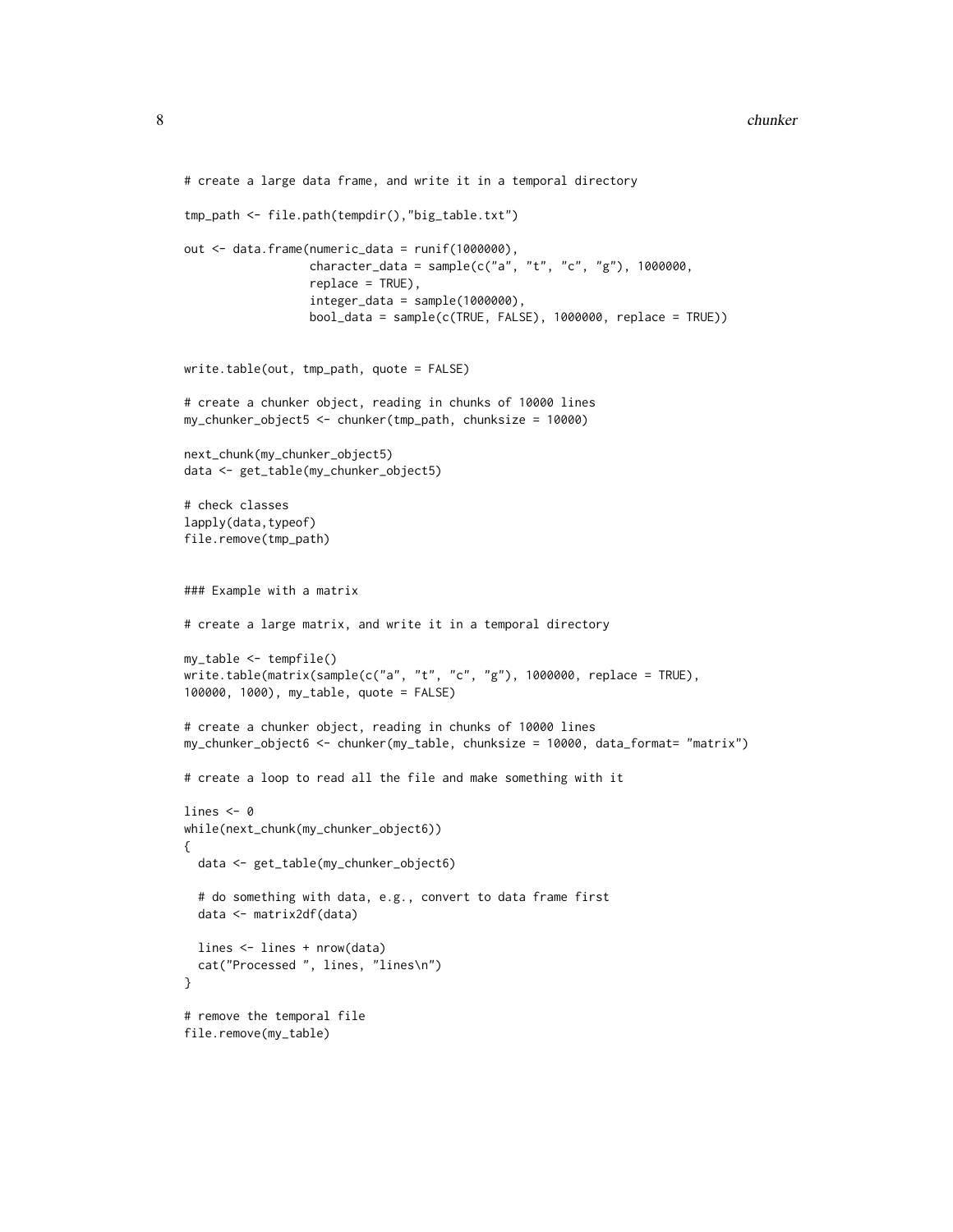```
# create a large data frame, and write it in a temporal directory

tmp_path <- file.path(tempdir(),"big_table.txt")

out <- data.frame(numeric_data = runif(1000000),
                  character_data = sample(c("a", "t", "c", "g"), 1000000,
                  replace = TRUE),
                  integer_data = sample(1000000),
                  bool_data = sample(c(TRUE, FALSE), 1000000, replace = TRUE))


write.table(out, tmp_path, quote = FALSE)

# create a chunker object, reading in chunks of 10000 lines
my_chunker_object5 <- chunker(tmp_path, chunksize = 10000)

next_chunk(my_chunker_object5)
data <- get_table(my_chunker_object5)

# check classes
lapply(data,typeof)
file.remove(tmp_path)


### Example with a matrix

# create a large matrix, and write it in a temporal directory

my_table <- tempfile()
write.table(matrix(sample(c("a", "t", "c", "g"), 1000000, replace = TRUE),
100000, 1000), my_table, quote = FALSE)

# create a chunker object, reading in chunks of 10000 lines
my_chunker_object6 <- chunker(my_table, chunksize = 10000, data_format= "matrix")

# create a loop to read all the file and make something with it

lines <- 0
while(next_chunk(my_chunker_object6))
{
  data <- get_table(my_chunker_object6)

  # do something with data, e.g., convert to data frame first
  data <- matrix2df(data)

  lines <- lines + nrow(data)
  cat("Processed ", lines, "lines\n")
}

# remove the temporal file
file.remove(my_table)
```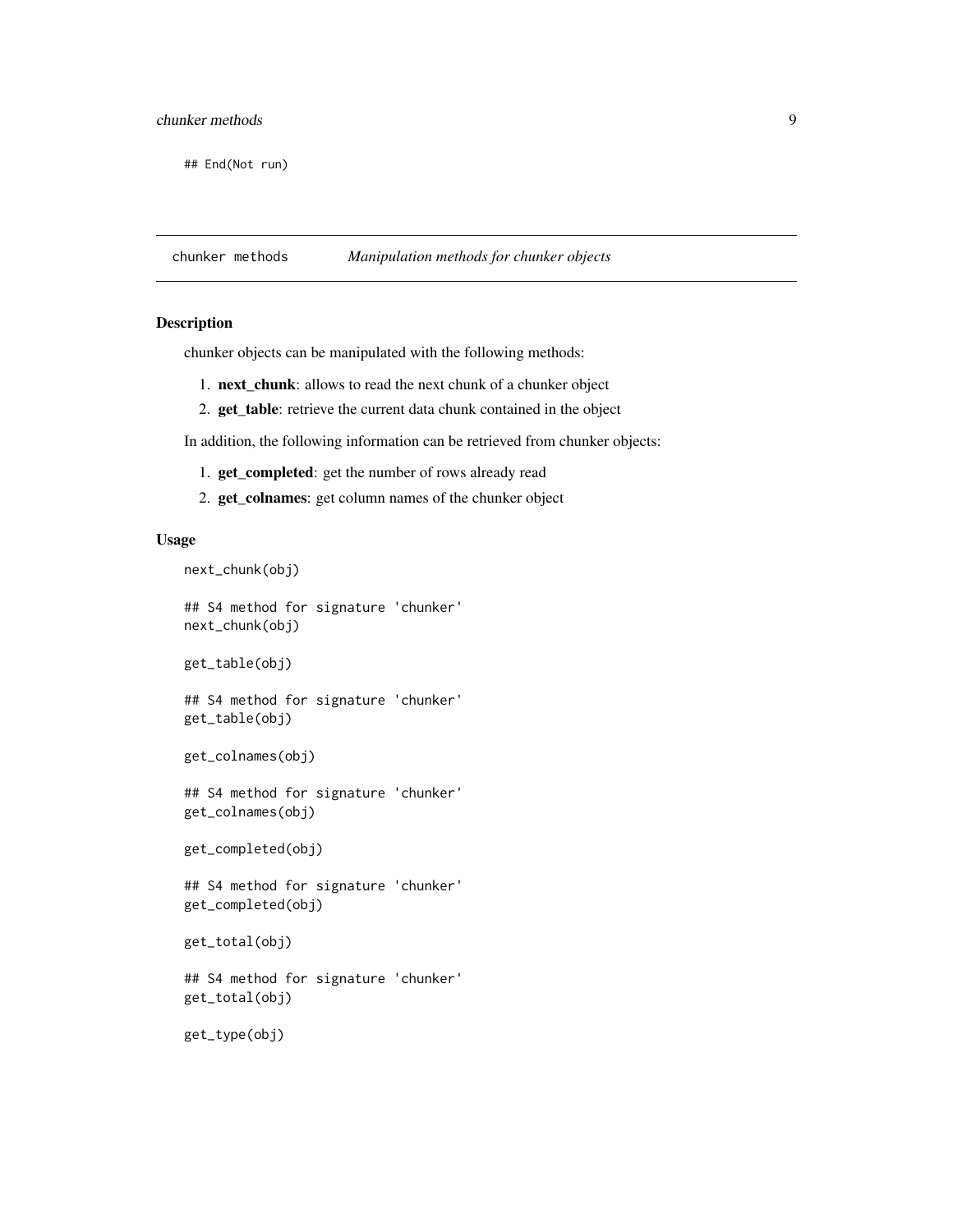```
## End(Not run)
```

## chunker methods — *Manipulation methods for chunker objects*

### Description

chunker objects can be manipulated with the following methods:

1. **next_chunk**: allows to read the next chunk of a chunker object
2. **get_table**: retrieve the current data chunk contained in the object

In addition, the following information can be retrieved from chunker objects:

1. **get_completed**: get the number of rows already read
2. **get_colnames**: get column names of the chunker object

### Usage

```
next_chunk(obj)

## S4 method for signature 'chunker'
next_chunk(obj)

get_table(obj)

## S4 method for signature 'chunker'
get_table(obj)

get_colnames(obj)

## S4 method for signature 'chunker'
get_colnames(obj)

get_completed(obj)

## S4 method for signature 'chunker'
get_completed(obj)

get_total(obj)

## S4 method for signature 'chunker'
get_total(obj)

get_type(obj)
```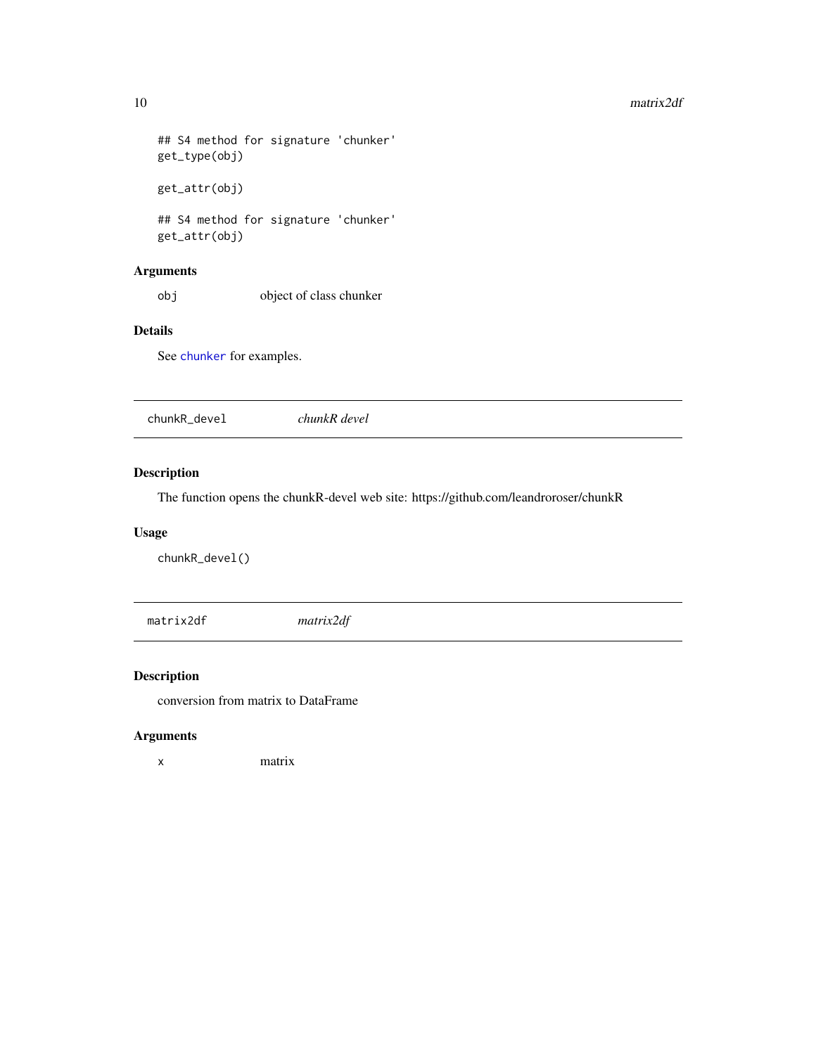```
## S4 method for signature 'chunker'
get_type(obj)

get_attr(obj)

## S4 method for signature 'chunker'
get_attr(obj)
```

### Arguments

| | |
|---|---|
| `obj` | object of class chunker |

### Details

See `chunker` for examples.

---

## chunkR_devel — *chunkR devel*

### Description

The function opens the chunkR-devel web site: https://github.com/leandroroser/chunkR

### Usage

```
chunkR_devel()
```

---

## matrix2df — *matrix2df*

### Description

conversion from matrix to DataFrame

### Arguments

| | |
|---|---|
| `x` | matrix |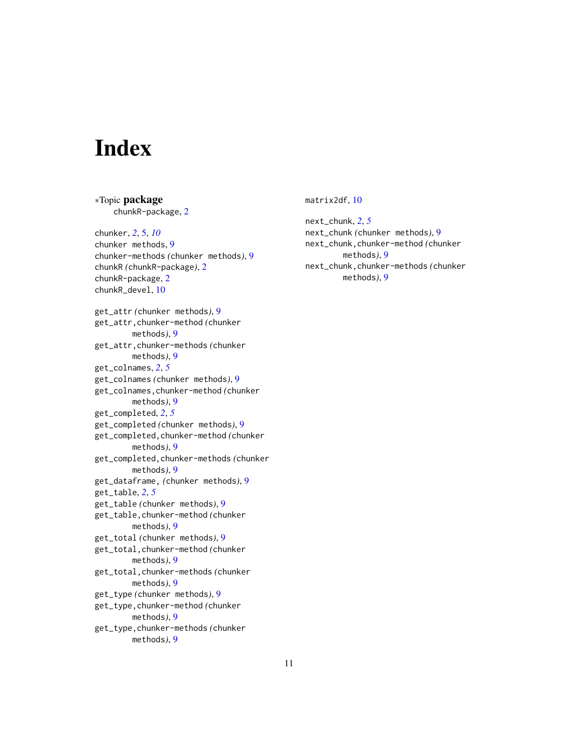# Index

*Topic **package**
  chunkR-package, 2

chunker, *2*, 5, *10*
chunker methods, 9
chunker-methods *(*chunker methods*)*, 9
chunkR *(*chunkR-package*)*, 2
chunkR-package, 2
chunkR_devel, 10

get_attr *(*chunker methods*)*, 9
get_attr,chunker-method *(*chunker methods*)*, 9
get_attr,chunker-methods *(*chunker methods*)*, 9
get_colnames, *2*, *5*
get_colnames *(*chunker methods*)*, 9
get_colnames,chunker-method *(*chunker methods*)*, 9
get_completed, *2*, *5*
get_completed *(*chunker methods*)*, 9
get_completed,chunker-method *(*chunker methods*)*, 9
get_completed,chunker-methods *(*chunker methods*)*, 9
get_dataframe, *(*chunker methods*)*, 9
get_table, *2*, *5*
get_table *(*chunker methods*)*, 9
get_table,chunker-method *(*chunker methods*)*, 9
get_total *(*chunker methods*)*, 9
get_total,chunker-method *(*chunker methods*)*, 9
get_total,chunker-methods *(*chunker methods*)*, 9
get_type *(*chunker methods*)*, 9
get_type,chunker-method *(*chunker methods*)*, 9
get_type,chunker-methods *(*chunker methods*)*, 9

matrix2df, 10

next_chunk, *2*, *5*
next_chunk *(*chunker methods*)*, 9
next_chunk,chunker-method *(*chunker methods*)*, 9
next_chunk,chunker-methods *(*chunker methods*)*, 9